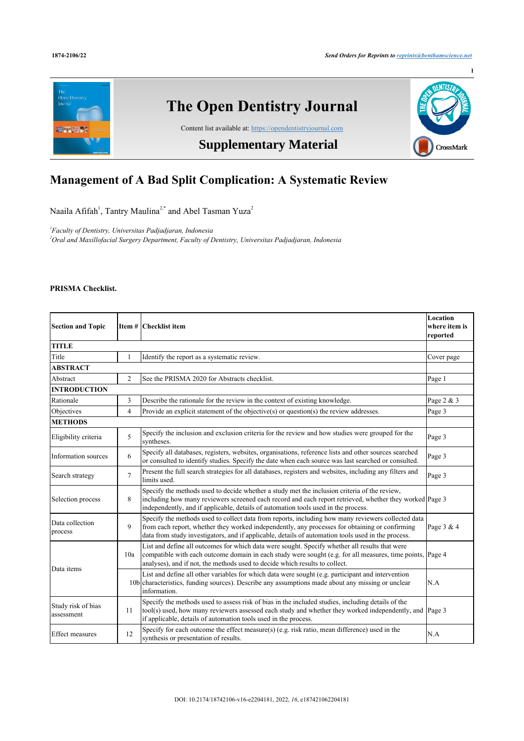# The Open Dentistry Journal

Content list available at: https://opendentistryjournal.com

## Supplementary Material

# Management of A Bad Split Complication: A Systematic Review

Naaila Afifah[1], Tantry Maulina[2,*] and Abel Tasman Yuza[2]

[1]*Faculty of Dentistry, Universitas Padjadjaran, Indonesia*
[2]*Oral and Maxillofacial Surgery Department, Faculty of Dentistry, Universitas Padjadjaran, Indonesia*

**PRISMA Checklist.**

| Section and Topic | Item # | Checklist item | Location where item is reported |
|---|---|---|---|
| **TITLE** | | | |
| Title | 1 | Identify the report as a systematic review. | Cover page |
| **ABSTRACT** | | | |
| Abstract | 2 | See the PRISMA 2020 for Abstracts checklist. | Page 1 |
| **INTRODUCTION** | | | |
| Rationale | 3 | Describe the rationale for the review in the context of existing knowledge. | Page 2 & 3 |
| Objectives | 4 | Provide an explicit statement of the objective(s) or question(s) the review addresses. | Page 3 |
| **METHODS** | | | |
| Eligibility criteria | 5 | Specify the inclusion and exclusion criteria for the review and how studies were grouped for the syntheses. | Page 3 |
| Information sources | 6 | Specify all databases, registers, websites, organisations, reference lists and other sources searched or consulted to identify studies. Specify the date when each source was last searched or consulted. | Page 3 |
| Search strategy | 7 | Present the full search strategies for all databases, registers and websites, including any filters and limits used. | Page 3 |
| Selection process | 8 | Specify the methods used to decide whether a study met the inclusion criteria of the review, including how many reviewers screened each record and each report retrieved, whether they worked independently, and if applicable, details of automation tools used in the process. | Page 3 |
| Data collection process | 9 | Specify the methods used to collect data from reports, including how many reviewers collected data from each report, whether they worked independently, any processes for obtaining or confirming data from study investigators, and if applicable, details of automation tools used in the process. | Page 3 & 4 |
| Data items | 10a | List and define all outcomes for which data were sought. Specify whether all results that were compatible with each outcome domain in each study were sought (e.g. for all measures, time points, analyses), and if not, the methods used to decide which results to collect. | Page 4 |
| | 10b | List and define all other variables for which data were sought (e.g. participant and intervention characteristics, funding sources). Describe any assumptions made about any missing or unclear information. | N.A |
| Study risk of bias assessment | 11 | Specify the methods used to assess risk of bias in the included studies, including details of the tool(s) used, how many reviewers assessed each study and whether they worked independently, and if applicable, details of automation tools used in the process. | Page 3 |
| Effect measures | 12 | Specify for each outcome the effect measure(s) (e.g. risk ratio, mean difference) used in the synthesis or presentation of results. | N.A |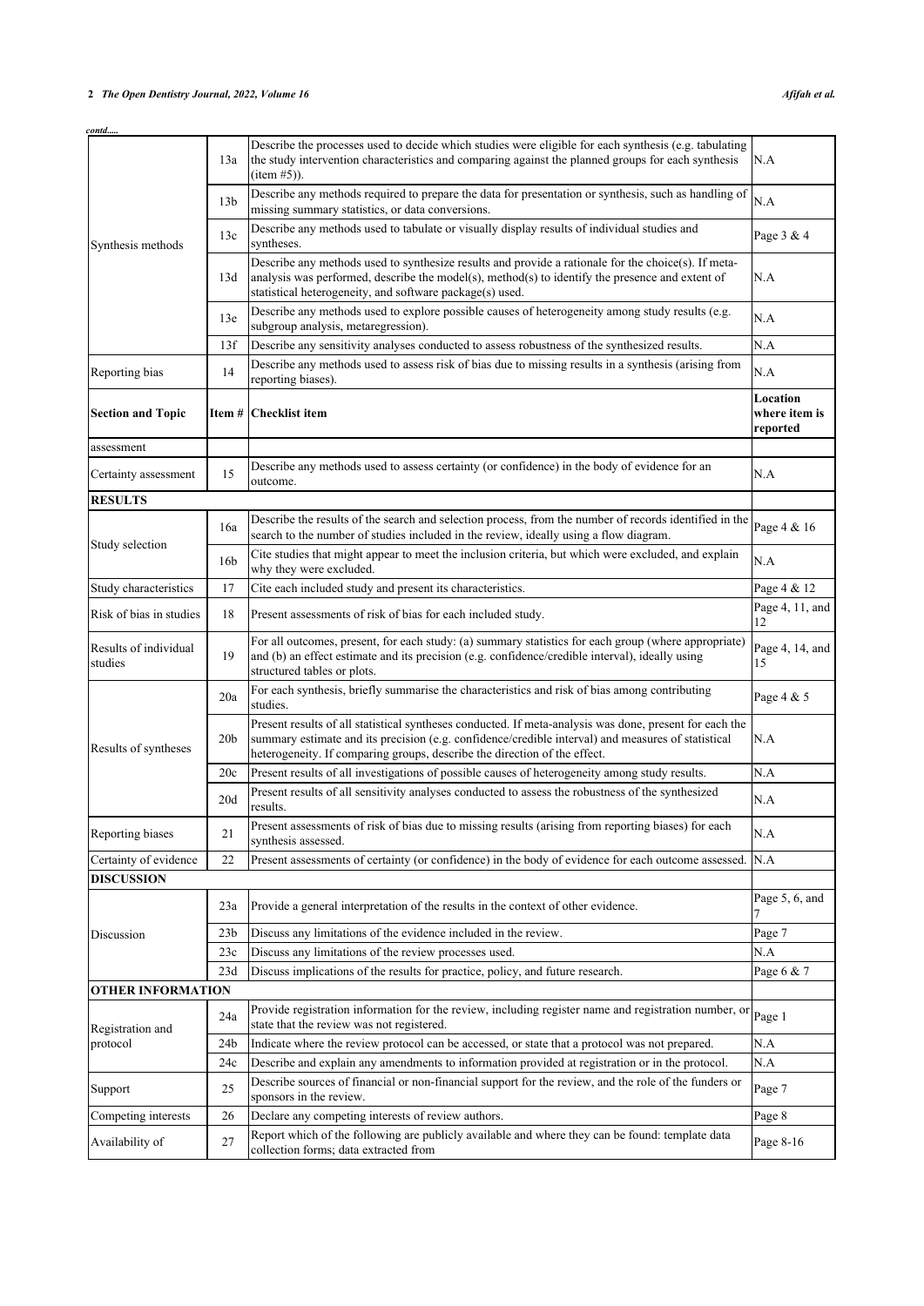*contd.....*

| Section and Topic | Item # | Checklist item | Location where item is reported |
|---|---|---|---|
| Synthesis methods | 13a | Describe the processes used to decide which studies were eligible for each synthesis (e.g. tabulating the study intervention characteristics and comparing against the planned groups for each synthesis (item #5)). | N.A |
| | 13b | Describe any methods required to prepare the data for presentation or synthesis, such as handling of missing summary statistics, or data conversions. | N.A |
| | 13c | Describe any methods used to tabulate or visually display results of individual studies and syntheses. | Page 3 & 4 |
| | 13d | Describe any methods used to synthesize results and provide a rationale for the choice(s). If meta-analysis was performed, describe the model(s), method(s) to identify the presence and extent of statistical heterogeneity, and software package(s) used. | N.A |
| | 13e | Describe any methods used to explore possible causes of heterogeneity among study results (e.g. subgroup analysis, metaregression). | N.A |
| | 13f | Describe any sensitivity analyses conducted to assess robustness of the synthesized results. | N.A |
| Reporting bias | 14 | Describe any methods used to assess risk of bias due to missing results in a synthesis (arising from reporting biases). | N.A |
| **Section and Topic** | **Item #** | **Checklist item** | **Location where item is reported** |
| assessment | | | |
| Certainty assessment | 15 | Describe any methods used to assess certainty (or confidence) in the body of evidence for an outcome. | N.A |
| **RESULTS** | | | |
| Study selection | 16a | Describe the results of the search and selection process, from the number of records identified in the search to the number of studies included in the review, ideally using a flow diagram. | Page 4 & 16 |
| | 16b | Cite studies that might appear to meet the inclusion criteria, but which were excluded, and explain why they were excluded. | N.A |
| Study characteristics | 17 | Cite each included study and present its characteristics. | Page 4 & 12 |
| Risk of bias in studies | 18 | Present assessments of risk of bias for each included study. | Page 4, 11, and 12 |
| Results of individual studies | 19 | For all outcomes, present, for each study: (a) summary statistics for each group (where appropriate) and (b) an effect estimate and its precision (e.g. confidence/credible interval), ideally using structured tables or plots. | Page 4, 14, and 15 |
| Results of syntheses | 20a | For each synthesis, briefly summarise the characteristics and risk of bias among contributing studies. | Page 4 & 5 |
| | 20b | Present results of all statistical syntheses conducted. If meta-analysis was done, present for each the summary estimate and its precision (e.g. confidence/credible interval) and measures of statistical heterogeneity. If comparing groups, describe the direction of the effect. | N.A |
| | 20c | Present results of all investigations of possible causes of heterogeneity among study results. | N.A |
| | 20d | Present results of all sensitivity analyses conducted to assess the robustness of the synthesized results. | N.A |
| Reporting biases | 21 | Present assessments of risk of bias due to missing results (arising from reporting biases) for each synthesis assessed. | N.A |
| Certainty of evidence | 22 | Present assessments of certainty (or confidence) in the body of evidence for each outcome assessed. | N.A |
| **DISCUSSION** | | | |
| Discussion | 23a | Provide a general interpretation of the results in the context of other evidence. | Page 5, 6, and 7 |
| | 23b | Discuss any limitations of the evidence included in the review. | Page 7 |
| | 23c | Discuss any limitations of the review processes used. | N.A |
| | 23d | Discuss implications of the results for practice, policy, and future research. | Page 6 & 7 |
| **OTHER INFORMATION** | | | |
| Registration and protocol | 24a | Provide registration information for the review, including register name and registration number, or state that the review was not registered. | Page 1 |
| | 24b | Indicate where the review protocol can be accessed, or state that a protocol was not prepared. | N.A |
| | 24c | Describe and explain any amendments to information provided at registration or in the protocol. | N.A |
| Support | 25 | Describe sources of financial or non-financial support for the review, and the role of the funders or sponsors in the review. | Page 7 |
| Competing interests | 26 | Declare any competing interests of review authors. | Page 8 |
| Availability of | 27 | Report which of the following are publicly available and where they can be found: template data collection forms; data extracted from | Page 8-16 |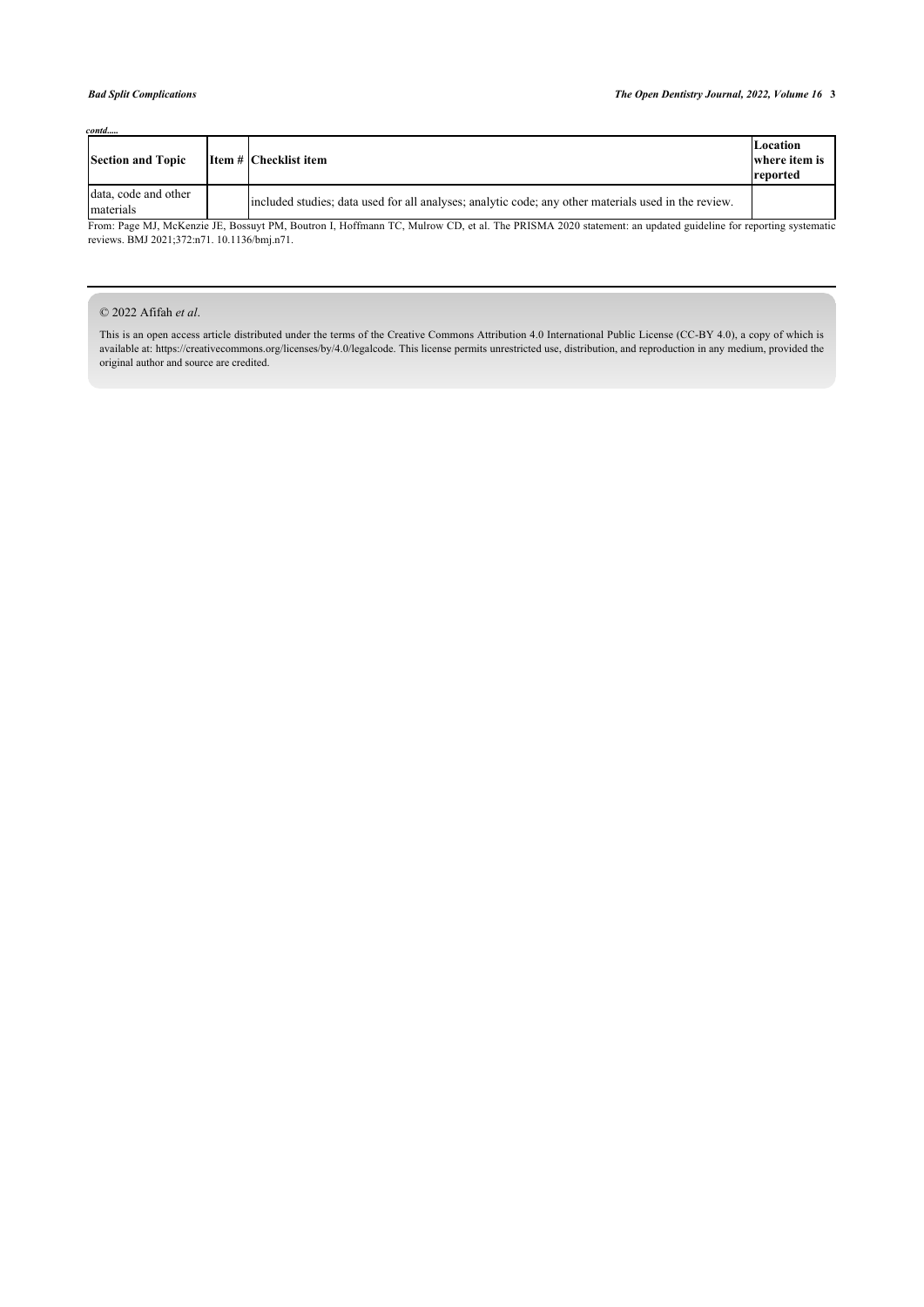*contd.....*

| Section and Topic | Item # | Checklist item | Location where item is reported |
|---|---|---|---|
| data, code and other materials | | included studies; data used for all analyses; analytic code; any other materials used in the review. | |

From: Page MJ, McKenzie JE, Bossuyt PM, Boutron I, Hoffmann TC, Mulrow CD, et al. The PRISMA 2020 statement: an updated guideline for reporting systematic reviews. BMJ 2021;372:n71. 10.1136/bmj.n71.

© 2022 Afifah *et al*.

This is an open access article distributed under the terms of the Creative Commons Attribution 4.0 International Public License (CC-BY 4.0), a copy of which is available at: https://creativecommons.org/licenses/by/4.0/legalcode. This license permits unrestricted use, distribution, and reproduction in any medium, provided the original author and source are credited.